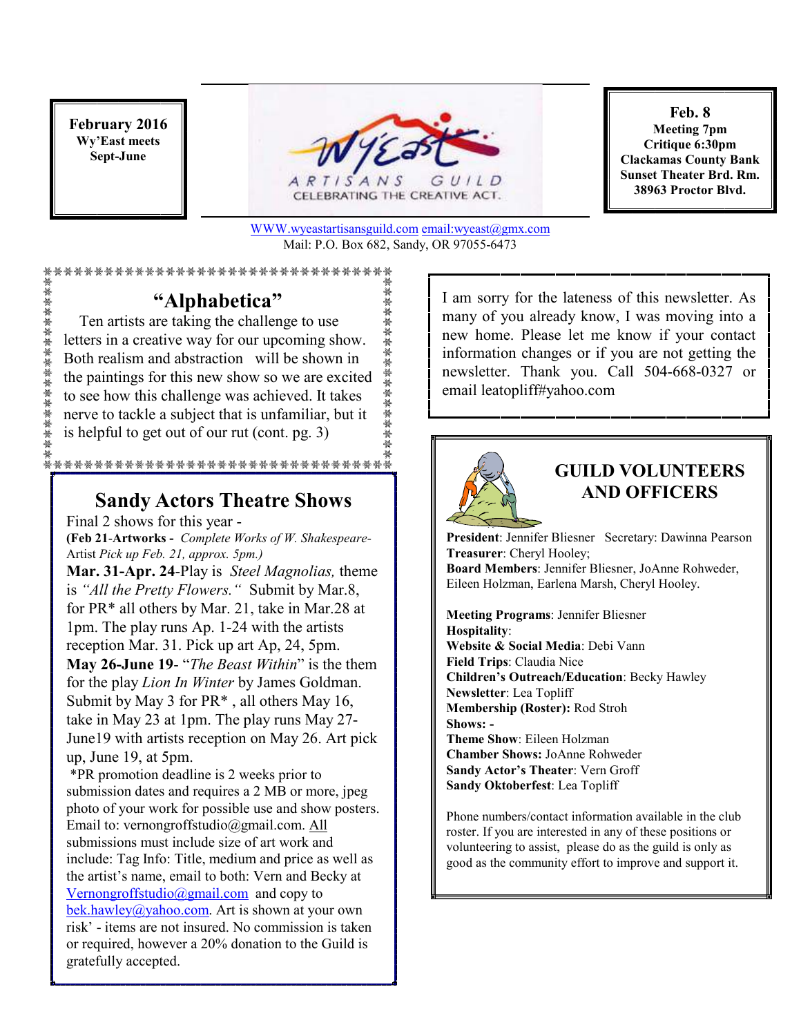**February 2016**
**Wy'East meets**
**Sept-June**

Wy'East
ARTISANS GUILD
CELEBRATING THE CREATIVE ACT.

**Feb. 8**
**Meeting 7pm**
**Critique 6:30pm**
**Clackamas County Bank**
**Sunset Theater Brd. Rm.**
**38963 Proctor Blvd.**

WWW.wyeastartisansguild.com email:wyeast@gmx.com
Mail: P.O. Box 682, Sandy, OR 97055-6473

## "Alphabetica"

Ten artists are taking the challenge to use letters in a creative way for our upcoming show. Both realism and abstraction will be shown in the paintings for this new show so we are excited to see how this challenge was achieved. It takes nerve to tackle a subject that is unfamiliar, but it is helpful to get out of our rut (cont. pg. 3)

## Sandy Actors Theatre Shows

Final 2 shows for this year -
**(Feb 21-Artworks -** *Complete Works of W. Shakespeare-* Artist *Pick up Feb. 21, approx. 5pm.)*
**Mar. 31-Apr. 24**-Play is *Steel Magnolias,* theme is *"All the Pretty Flowers."* Submit by Mar.8, for PR* all others by Mar. 21, take in Mar.28 at 1pm. The play runs Ap. 1-24 with the artists reception Mar. 31. Pick up art Ap, 24, 5pm.
**May 26-June 19**- "*The Beast Within*" is the them for the play *Lion In Winter* by James Goldman. Submit by May 3 for PR* , all others May 16, take in May 23 at 1pm. The play runs May 27-June19 with artists reception on May 26. Art pick up, June 19, at 5pm.
*PR promotion deadline is 2 weeks prior to submission dates and requires a 2 MB or more, jpeg photo of your work for possible use and show posters. Email to: vernongroffstudio@gmail.com. All submissions must include size of art work and include: Tag Info: Title, medium and price as well as the artist's name, email to both: Vern and Becky at Vernongroffstudio@gmail.com and copy to bek.hawley@yahoo.com. Art is shown at your own risk' - items are not insured. No commission is taken or required, however a 20% donation to the Guild is gratefully accepted.

I am sorry for the lateness of this newsletter. As many of you already know, I was moving into a new home. Please let me know if your contact information changes or if you are not getting the newsletter. Thank you. Call 504-668-0327 or email leatopliff#yahoo.com

## GUILD VOLUNTEERS AND OFFICERS

**President**: Jennifer Bliesner Secretary: Dawinna Pearson
**Treasurer**: Cheryl Hooley;
**Board Members**: Jennifer Bliesner, JoAnne Rohweder, Eileen Holzman, Earlena Marsh, Cheryl Hooley.

**Meeting Programs**: Jennifer Bliesner
**Hospitality**:
**Website & Social Media**: Debi Vann
**Field Trips**: Claudia Nice
**Children's Outreach/Education**: Becky Hawley
**Newsletter**: Lea Topliff
**Membership (Roster):** Rod Stroh
**Shows: -**
**Theme Show**: Eileen Holzman
**Chamber Shows:** JoAnne Rohweder
**Sandy Actor's Theater**: Vern Groff
**Sandy Oktoberfest**: Lea Topliff

Phone numbers/contact information available in the club roster. If you are interested in any of these positions or volunteering to assist, please do as the guild is only as good as the community effort to improve and support it.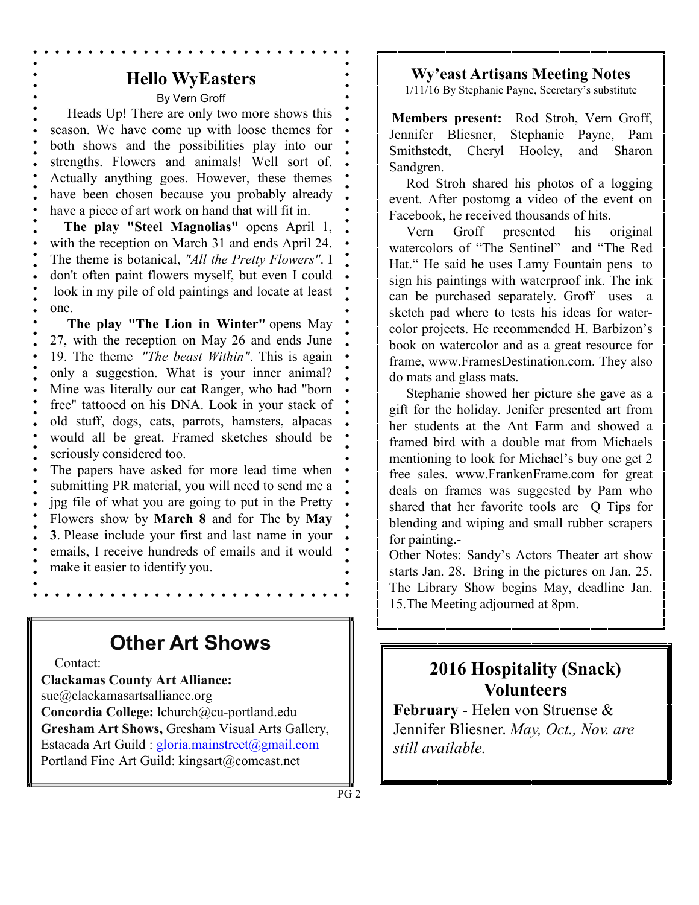## Hello WyEasters

By Vern Groff

Heads Up! There are only two more shows this season. We have come up with loose themes for both shows and the possibilities play into our strengths. Flowers and animals! Well sort of. Actually anything goes. However, these themes have been chosen because you probably already have a piece of art work on hand that will fit in.

**The play "Steel Magnolias"** opens April 1, with the reception on March 31 and ends April 24. The theme is botanical, *"All the Pretty Flowers"*. I don't often paint flowers myself, but even I could look in my pile of old paintings and locate at least one.

**The play "The Lion in Winter"** opens May 27, with the reception on May 26 and ends June 19. The theme *"The beast Within"*. This is again only a suggestion. What is your inner animal? Mine was literally our cat Ranger, who had "born free" tattooed on his DNA. Look in your stack of old stuff, dogs, cats, parrots, hamsters, alpacas would all be great. Framed sketches should be seriously considered too.

The papers have asked for more lead time when submitting PR material, you will need to send me a jpg file of what you are going to put in the Pretty Flowers show by **March 8** and for The by **May 3**. Please include your first and last name in your emails, I receive hundreds of emails and it would make it easier to identify you.

## Other Art Shows

Contact:

**Clackamas County Art Alliance:** sue@clackamasartsalliance.org
**Concordia College:** lchurch@cu-portland.edu
**Gresham Art Shows,** Gresham Visual Arts Gallery,
Estacada Art Guild : gloria.mainstreet@gmail.com
Portland Fine Art Guild: kingsart@comcast.net

## Wy'east Artisans Meeting Notes

1/11/16 By Stephanie Payne, Secretary's substitute

**Members present:** Rod Stroh, Vern Groff, Jennifer Bliesner, Stephanie Payne, Pam Smithstedt, Cheryl Hooley, and Sharon Sandgren.

Rod Stroh shared his photos of a logging event. After postomg a video of the event on Facebook, he received thousands of hits.

Vern Groff presented his original watercolors of "The Sentinel" and "The Red Hat." He said he uses Lamy Fountain pens to sign his paintings with waterproof ink. The ink can be purchased separately. Groff uses a sketch pad where to tests his ideas for water-color projects. He recommended H. Barbizon's book on watercolor and as a great resource for frame, www.FramesDestination.com. They also do mats and glass mats.

Stephanie showed her picture she gave as a gift for the holiday. Jenifer presented art from her students at the Ant Farm and showed a framed bird with a double mat from Michaels mentioning to look for Michael's buy one get 2 free sales. www.FrankenFrame.com for great deals on frames was suggested by Pam who shared that her favorite tools are Q Tips for blending and wiping and small rubber scrapers for painting.-

Other Notes: Sandy's Actors Theater art show starts Jan. 28. Bring in the pictures on Jan. 25. The Library Show begins May, deadline Jan. 15.The Meeting adjourned at 8pm.

## 2016 Hospitality (Snack) Volunteers

**February** - Helen von Struense & Jennifer Bliesner. *May, Oct., Nov. are still available.*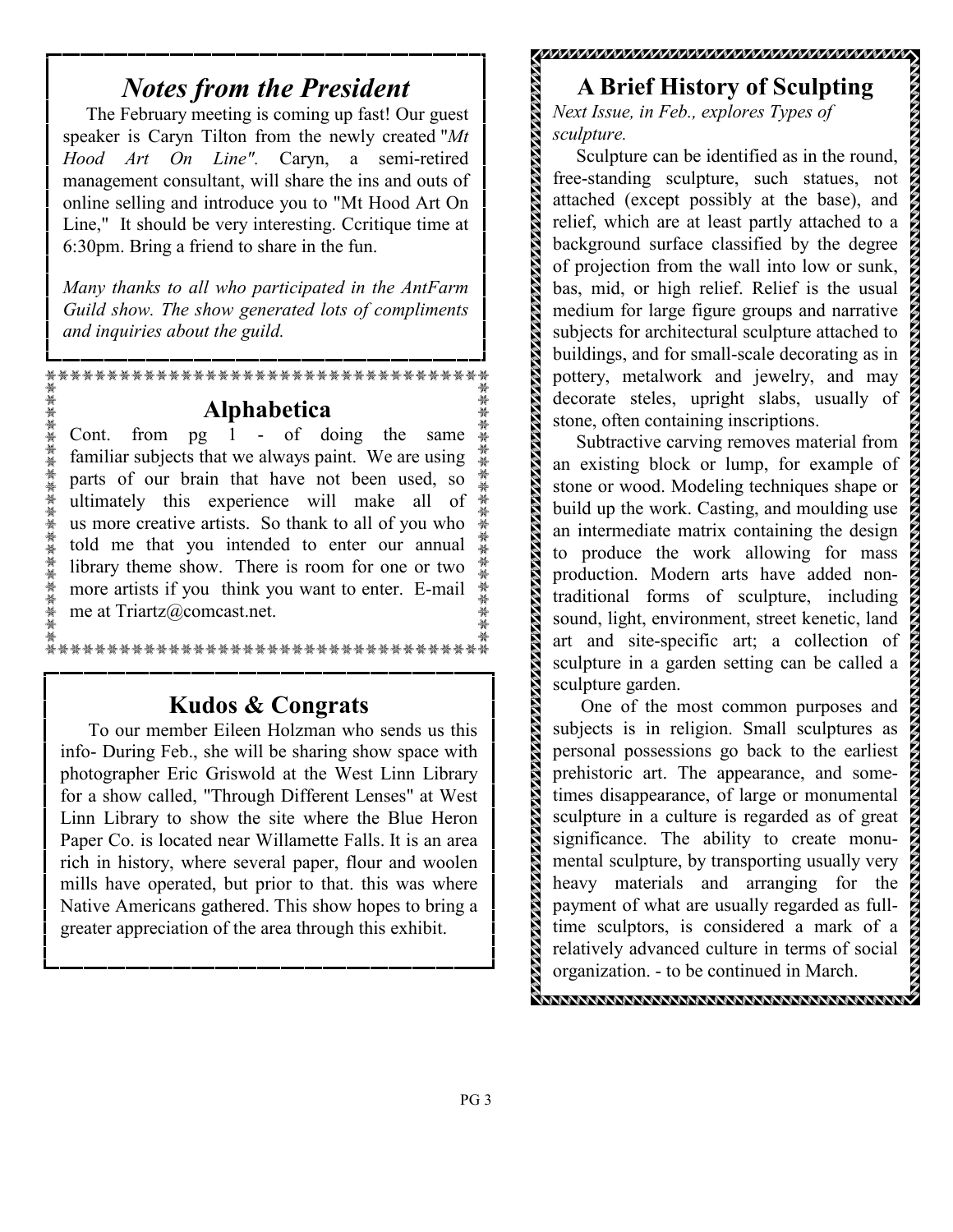## *Notes from the President*

The February meeting is coming up fast! Our guest speaker is Caryn Tilton from the newly created "*Mt Hood Art On Line".* Caryn, a semi-retired management consultant, will share the ins and outs of online selling and introduce you to "Mt Hood Art On Line," It should be very interesting. Ccritique time at 6:30pm. Bring a friend to share in the fun.

*Many thanks to all who participated in the AntFarm Guild show. The show generated lots of compliments and inquiries about the guild.*

## Alphabetica

Cont. from pg 1 - of doing the same familiar subjects that we always paint. We are using parts of our brain that have not been used, so ultimately this experience will make all of us more creative artists. So thank to all of you who told me that you intended to enter our annual library theme show. There is room for one or two more artists if you think you want to enter. E-mail me at Triartz@comcast.net.

## Kudos & Congrats

To our member Eileen Holzman who sends us this info- During Feb., she will be sharing show space with photographer Eric Griswold at the West Linn Library for a show called, "Through Different Lenses" at West Linn Library to show the site where the Blue Heron Paper Co. is located near Willamette Falls. It is an area rich in history, where several paper, flour and woolen mills have operated, but prior to that. this was where Native Americans gathered. This show hopes to bring a greater appreciation of the area through this exhibit.

## A Brief History of Sculpting

*Next Issue, in Feb., explores Types of sculpture.*

Sculpture can be identified as in the round, free-standing sculpture, such statues, not attached (except possibly at the base), and relief, which are at least partly attached to a background surface classified by the degree of projection from the wall into low or sunk, bas, mid, or high relief. Relief is the usual medium for large figure groups and narrative subjects for architectural sculpture attached to buildings, and for small-scale decorating as in pottery, metalwork and jewelry, and may decorate steles, upright slabs, usually of stone, often containing inscriptions.

Subtractive carving removes material from an existing block or lump, for example of stone or wood. Modeling techniques shape or build up the work. Casting, and moulding use an intermediate matrix containing the design to produce the work allowing for mass production. Modern arts have added non-traditional forms of sculpture, including sound, light, environment, street kenetic, land art and site-specific art; a collection of sculpture in a garden setting can be called a sculpture garden.

One of the most common purposes and subjects is in religion. Small sculptures as personal possessions go back to the earliest prehistoric art. The appearance, and sometimes disappearance, of large or monumental sculpture in a culture is regarded as of great significance. The ability to create monumental sculpture, by transporting usually very heavy materials and arranging for the payment of what are usually regarded as full-time sculptors, is considered a mark of a relatively advanced culture in terms of social organization. - to be continued in March.